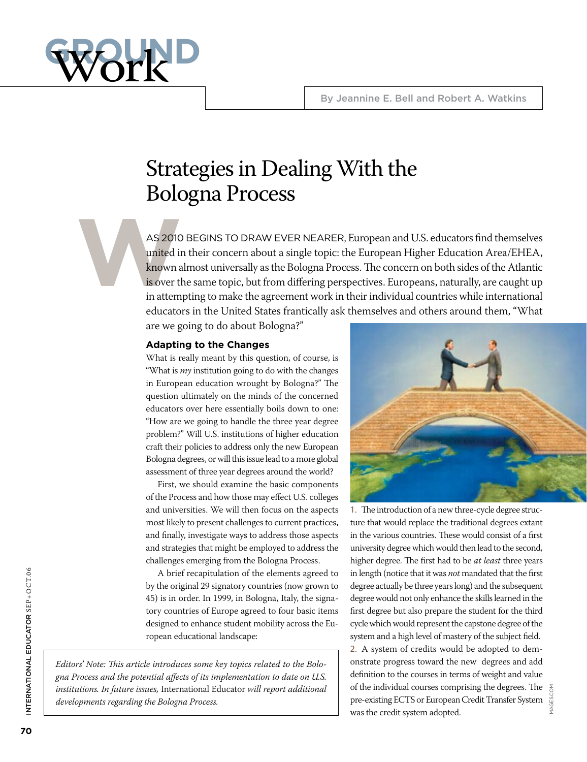# GROUND Work

By Jeannine E. Bell and Robert A. Watkins

## Strategies in Dealing With the Bologna Process

WAS 2010 BEGINS TO DRAW EVER NEARER, European and U.S. educators find themselves united in their concern about a single topic: the European Higher Education Area/EHEA, known almost universally as the Bologna Process. The concern on both sides of the Atlantic is over the same topic, but from differing perspectives. Europeans, naturally, are caught up in attempting to make the agreement work in their individual countries while international educators in the United States frantically ask themselves and others around them, "What are we going to do about Bologna?"

### Adapting to the Changes

What is really meant by this question, of course, is "What is *my* institution going to do with the changes in European education wrought by Bologna?" The question ultimately on the minds of the concerned educators over here essentially boils down to one: "How are we going to handle the three year degree problem?" Will U.S. institutions of higher education craft their policies to address only the new European Bologna degrees, or will this issue lead to a more global assessment of three year degrees around the world?

First, we should examine the basic components of the Process and how those may effect U.S. colleges and universities. We will then focus on the aspects most likely to present challenges to current practices, and finally, investigate ways to address those aspects and strategies that might be employed to address the challenges emerging from the Bologna Process.

A brief recapitulation of the elements agreed to by the original 29 signatory countries (now grown to 45) is in order. In 1999, in Bologna, Italy, the signatory countries of Europe agreed to four basic items designed to enhance student mobility across the European educational landscape:

1. The introduction of a new three-cycle degree structure that would replace the traditional degrees extant in the various countries. These would consist of a first university degree which would then lead to the second, higher degree. The first had to be *at least* three years in length (notice that it was *not* mandated that the first degree actually be three years long) and the subsequent degree would not only enhance the skills learned in the first degree but also prepare the student for the third cycle which would represent the capstone degree of the system and a high level of mastery of the subject field.
2. A system of credits would be adopted to demonstrate progress toward the new degrees and add definition to the courses in terms of weight and value of the individual courses comprising the degrees. The pre-existing ECTS or European Credit Transfer System was the credit system adopted.

*Editors' Note: This article introduces some key topics related to the Bologna Process and the potential affects of its implementation to date on U.S. institutions. In future issues,* International Educator *will report additional developments regarding the Bologna Process.*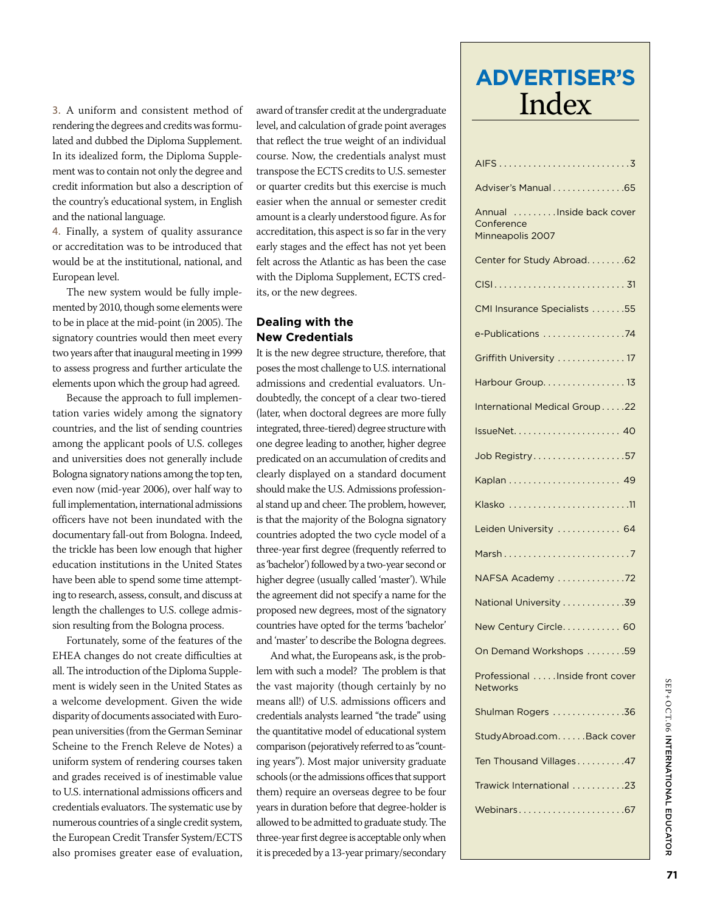3. A uniform and consistent method of rendering the degrees and credits was formulated and dubbed the Diploma Supplement. In its idealized form, the Diploma Supplement was to contain not only the degree and credit information but also a description of the country's educational system, in English and the national language.

4. Finally, a system of quality assurance or accreditation was to be introduced that would be at the institutional, national, and European level.

The new system would be fully implemented by 2010, though some elements were to be in place at the mid-point (in 2005). The signatory countries would then meet every two years after that inaugural meeting in 1999 to assess progress and further articulate the elements upon which the group had agreed.

Because the approach to full implementation varies widely among the signatory countries, and the list of sending countries among the applicant pools of U.S. colleges and universities does not generally include Bologna signatory nations among the top ten, even now (mid-year 2006), over half way to full implementation, international admissions officers have not been inundated with the documentary fall-out from Bologna. Indeed, the trickle has been low enough that higher education institutions in the United States have been able to spend some time attempting to research, assess, consult, and discuss at length the challenges to U.S. college admission resulting from the Bologna process.

Fortunately, some of the features of the EHEA changes do not create difficulties at all. The introduction of the Diploma Supplement is widely seen in the United States as a welcome development. Given the wide disparity of documents associated with European universities (from the German Seminar Scheine to the French Releve de Notes) a uniform system of rendering courses taken and grades received is of inestimable value to U.S. international admissions officers and credentials evaluators. The systematic use by numerous countries of a single credit system, the European Credit Transfer System/ECTS also promises greater ease of evaluation, award of transfer credit at the undergraduate level, and calculation of grade point averages that reflect the true weight of an individual course. Now, the credentials analyst must transpose the ECTS credits to U.S. semester or quarter credits but this exercise is much easier when the annual or semester credit amount is a clearly understood figure. As for accreditation, this aspect is so far in the very early stages and the effect has not yet been felt across the Atlantic as has been the case with the Diploma Supplement, ECTS credits, or the new degrees.

## Dealing with the New Credentials

It is the new degree structure, therefore, that poses the most challenge to U.S. international admissions and credential evaluators. Undoubtedly, the concept of a clear two-tiered (later, when doctoral degrees are more fully integrated, three-tiered) degree structure with one degree leading to another, higher degree predicated on an accumulation of credits and clearly displayed on a standard document should make the U.S. Admissions professional stand up and cheer. The problem, however, is that the majority of the Bologna signatory countries adopted the two cycle model of a three-year first degree (frequently referred to as 'bachelor') followed by a two-year second or higher degree (usually called 'master'). While the agreement did not specify a name for the proposed new degrees, most of the signatory countries have opted for the terms 'bachelor' and 'master' to describe the Bologna degrees.

And what, the Europeans ask, is the problem with such a model? The problem is that the vast majority (though certainly by no means all!) of U.S. admissions officers and credentials analysts learned "the trade" using the quantitative model of educational system comparison (pejoratively referred to as "counting years"). Most major university graduate schools (or the admissions offices that support them) require an overseas degree to be four years in duration before that degree-holder is allowed to be admitted to graduate study. The three-year first degree is acceptable only when it is preceded by a 13-year primary/secondary

## ADVERTISER'S Index

| Advertiser | Page |
|---|---|
| AIFS | 3 |
| Adviser's Manual | 65 |
| Annual Conference Minneapolis 2007 | Inside back cover |
| Center for Study Abroad | 62 |
| CISI | 31 |
| CMI Insurance Specialists | 55 |
| e-Publications | 74 |
| Griffith University | 17 |
| Harbour Group | 13 |
| International Medical Group | 22 |
| IssueNet | 40 |
| Job Registry | 57 |
| Kaplan | 49 |
| Klasko | 11 |
| Leiden University | 64 |
| Marsh | 7 |
| NAFSA Academy | 72 |
| National University | 39 |
| New Century Circle | 60 |
| On Demand Workshops | 59 |
| Professional Networks | Inside front cover |
| Shulman Rogers | 36 |
| StudyAbroad.com | Back cover |
| Ten Thousand Villages | 47 |
| Trawick International | 23 |
| Webinars | 67 |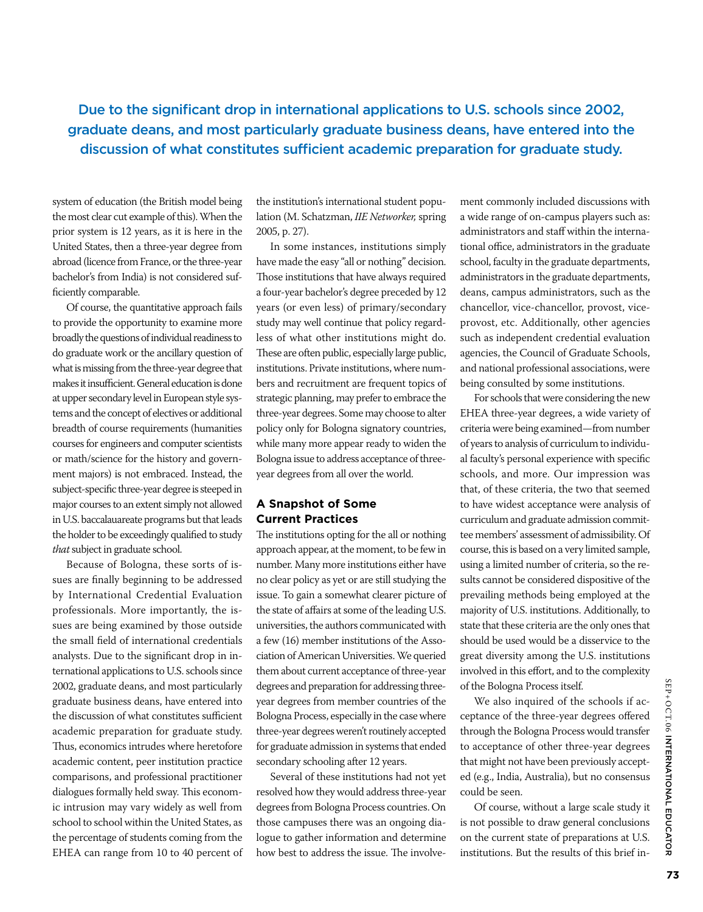> **Due to the significant drop in international applications to U.S. schools since 2002, graduate deans, and most particularly graduate business deans, have entered into the discussion of what constitutes sufficient academic preparation for graduate study.**

system of education (the British model being the most clear cut example of this). When the prior system is 12 years, as it is here in the United States, then a three-year degree from abroad (licence from France, or the three-year bachelor's from India) is not considered sufficiently comparable.

Of course, the quantitative approach fails to provide the opportunity to examine more broadly the questions of individual readiness to do graduate work or the ancillary question of what is missing from the three-year degree that makes it insufficient. General education is done at upper secondary level in European style systems and the concept of electives or additional breadth of course requirements (humanities courses for engineers and computer scientists or math/science for the history and government majors) is not embraced. Instead, the subject-specific three-year degree is steeped in major courses to an extent simply not allowed in U.S. baccalauareate programs but that leads the holder to be exceedingly qualified to study *that* subject in graduate school.

Because of Bologna, these sorts of issues are finally beginning to be addressed by International Credential Evaluation professionals. More importantly, the issues are being examined by those outside the small field of international credentials analysts. Due to the significant drop in international applications to U.S. schools since 2002, graduate deans, and most particularly graduate business deans, have entered into the discussion of what constitutes sufficient academic preparation for graduate study. Thus, economics intrudes where heretofore academic content, peer institution practice comparisons, and professional practitioner dialogues formally held sway. This economic intrusion may vary widely as well from school to school within the United States, as the percentage of students coming from the EHEA can range from 10 to 40 percent of the institution's international student population (M. Schatzman, *IIE Networker,* spring 2005, p. 27).

In some instances, institutions simply have made the easy "all or nothing" decision. Those institutions that have always required a four-year bachelor's degree preceded by 12 years (or even less) of primary/secondary study may well continue that policy regardless of what other institutions might do. These are often public, especially large public, institutions. Private institutions, where numbers and recruitment are frequent topics of strategic planning, may prefer to embrace the three-year degrees. Some may choose to alter policy only for Bologna signatory countries, while many more appear ready to widen the Bologna issue to address acceptance of three-year degrees from all over the world.

## A Snapshot of Some Current Practices

The institutions opting for the all or nothing approach appear, at the moment, to be few in number. Many more institutions either have no clear policy as yet or are still studying the issue. To gain a somewhat clearer picture of the state of affairs at some of the leading U.S. universities, the authors communicated with a few (16) member institutions of the Association of American Universities. We queried them about current acceptance of three-year degrees and preparation for addressing three-year degrees from member countries of the Bologna Process, especially in the case where three-year degrees weren't routinely accepted for graduate admission in systems that ended secondary schooling after 12 years.

Several of these institutions had not yet resolved how they would address three-year degrees from Bologna Process countries. On those campuses there was an ongoing dialogue to gather information and determine how best to address the issue. The involvement commonly included discussions with a wide range of on-campus players such as: administrators and staff within the international office, administrators in the graduate school, faculty in the graduate departments, administrators in the graduate departments, deans, campus administrators, such as the chancellor, vice-chancellor, provost, vice-provost, etc. Additionally, other agencies such as independent credential evaluation agencies, the Council of Graduate Schools, and national professional associations, were being consulted by some institutions.

For schools that were considering the new EHEA three-year degrees, a wide variety of criteria were being examined—from number of years to analysis of curriculum to individual faculty's personal experience with specific schools, and more. Our impression was that, of these criteria, the two that seemed to have widest acceptance were analysis of curriculum and graduate admission committee members' assessment of admissibility. Of course, this is based on a very limited sample, using a limited number of criteria, so the results cannot be considered dispositive of the prevailing methods being employed at the majority of U.S. institutions. Additionally, to state that these criteria are the only ones that should be used would be a disservice to the great diversity among the U.S. institutions involved in this effort, and to the complexity of the Bologna Process itself.

We also inquired of the schools if acceptance of the three-year degrees offered through the Bologna Process would transfer to acceptance of other three-year degrees that might not have been previously accepted (e.g., India, Australia), but no consensus could be seen.

Of course, without a large scale study it is not possible to draw general conclusions on the current state of preparations at U.S. institutions. But the results of this brief in-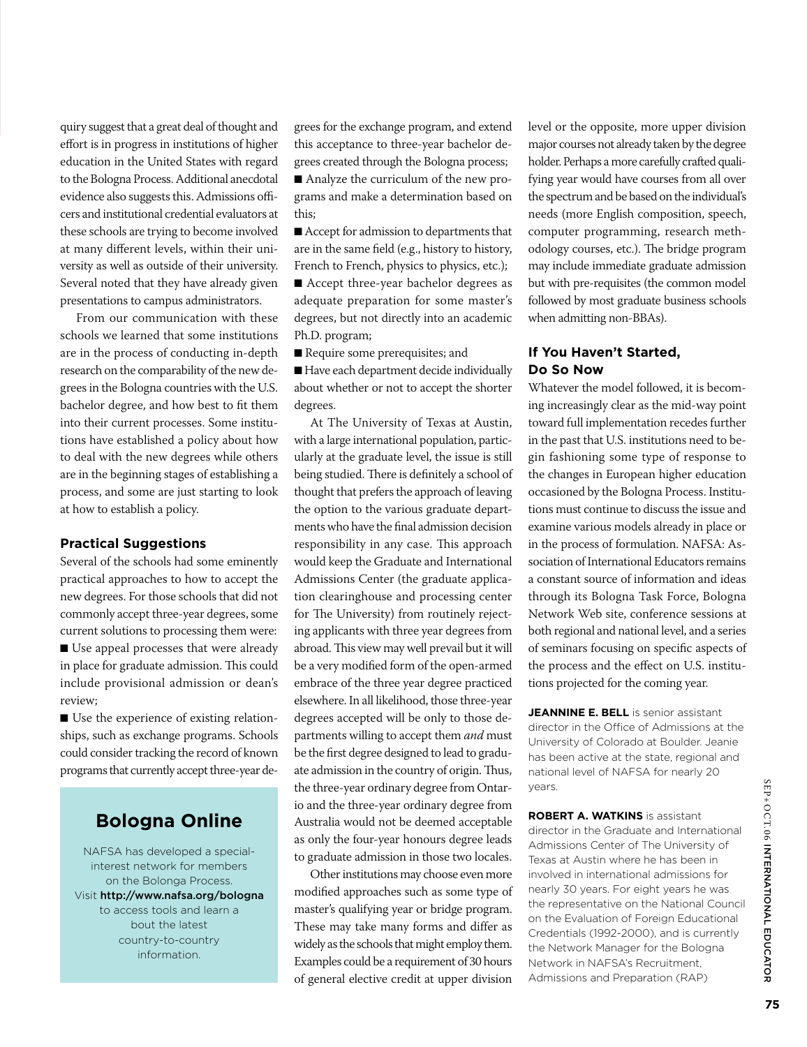quiry suggest that a great deal of thought and effort is in progress in institutions of higher education in the United States with regard to the Bologna Process. Additional anecdotal evidence also suggests this. Admissions officers and institutional credential evaluators at these schools are trying to become involved at many different levels, within their university as well as outside of their university. Several noted that they have already given presentations to campus administrators.

From our communication with these schools we learned that some institutions are in the process of conducting in-depth research on the comparability of the new degrees in the Bologna countries with the U.S. bachelor degree, and how best to fit them into their current processes. Some institutions have established a policy about how to deal with the new degrees while others are in the beginning stages of establishing a process, and some are just starting to look at how to establish a policy.

### Practical Suggestions

Several of the schools had some eminently practical approaches to how to accept the new degrees. For those schools that did not commonly accept three-year degrees, some current solutions to processing them were:

- Use appeal processes that were already in place for graduate admission. This could include provisional admission or dean's review;
- Use the experience of existing relationships, such as exchange programs. Schools could consider tracking the record of known programs that currently accept three-year degrees for the exchange program, and extend this acceptance to three-year bachelor degrees created through the Bologna process;
- Analyze the curriculum of the new programs and make a determination based on this;
- Accept for admission to departments that are in the same field (e.g., history to history, French to French, physics to physics, etc.);
- Accept three-year bachelor degrees as adequate preparation for some master's degrees, but not directly into an academic Ph.D. program;
- Require some prerequisites; and
- Have each department decide individually about whether or not to accept the shorter degrees.

At The University of Texas at Austin, with a large international population, particularly at the graduate level, the issue is still being studied. There is definitely a school of thought that prefers the approach of leaving the option to the various graduate departments who have the final admission decision responsibility in any case. This approach would keep the Graduate and International Admissions Center (the graduate application clearinghouse and processing center for The University) from routinely rejecting applicants with three year degrees from abroad. This view may well prevail but it will be a very modified form of the open-armed embrace of the three year degree practiced elsewhere. In all likelihood, those three-year degrees accepted will be only to those departments willing to accept them *and* must be the first degree designed to lead to graduate admission in the country of origin. Thus, the three-year ordinary degree from Ontario and the three-year ordinary degree from Australia would not be deemed acceptable as only the four-year honours degree leads to graduate admission in those two locales.

Other institutions may choose even more modified approaches such as some type of master's qualifying year or bridge program. These may take many forms and differ as widely as the schools that might employ them. Examples could be a requirement of 30 hours of general elective credit at upper division level or the opposite, more upper division major courses not already taken by the degree holder. Perhaps a more carefully crafted qualifying year would have courses from all over the spectrum and be based on the individual's needs (more English composition, speech, computer programming, research methodology courses, etc.). The bridge program may include immediate graduate admission but with pre-requisites (the common model followed by most graduate business schools when admitting non-BBAs).

### If You Haven't Started, Do So Now

Whatever the model followed, it is becoming increasingly clear as the mid-way point toward full implementation recedes further in the past that U.S. institutions need to begin fashioning some type of response to the changes in European higher education occasioned by the Bologna Process. Institutions must continue to discuss the issue and examine various models already in place or in the process of formulation. NAFSA: Association of International Educators remains a constant source of information and ideas through its Bologna Task Force, Bologna Network Web site, conference sessions at both regional and national level, and a series of seminars focusing on specific aspects of the process and the effect on U.S. institutions projected for the coming year.

**JEANNINE E. BELL** is senior assistant director in the Office of Admissions at the University of Colorado at Boulder. Jeanie has been active at the state, regional and national level of NAFSA for nearly 20 years.

**ROBERT A. WATKINS** is assistant director in the Graduate and International Admissions Center of The University of Texas at Austin where he has been in involved in international admissions for nearly 30 years. For eight years he was the representative on the National Council on the Evaluation of Foreign Educational Credentials (1992-2000), and is currently the Network Manager for the Bologna Network in NAFSA's Recruitment, Admissions and Preparation (RAP)

## Bologna Online

NAFSA has developed a special-interest network for members on the Bolonga Process. Visit **http://www.nafsa.org/bologna** to access tools and learn a bout the latest country-to-country information.